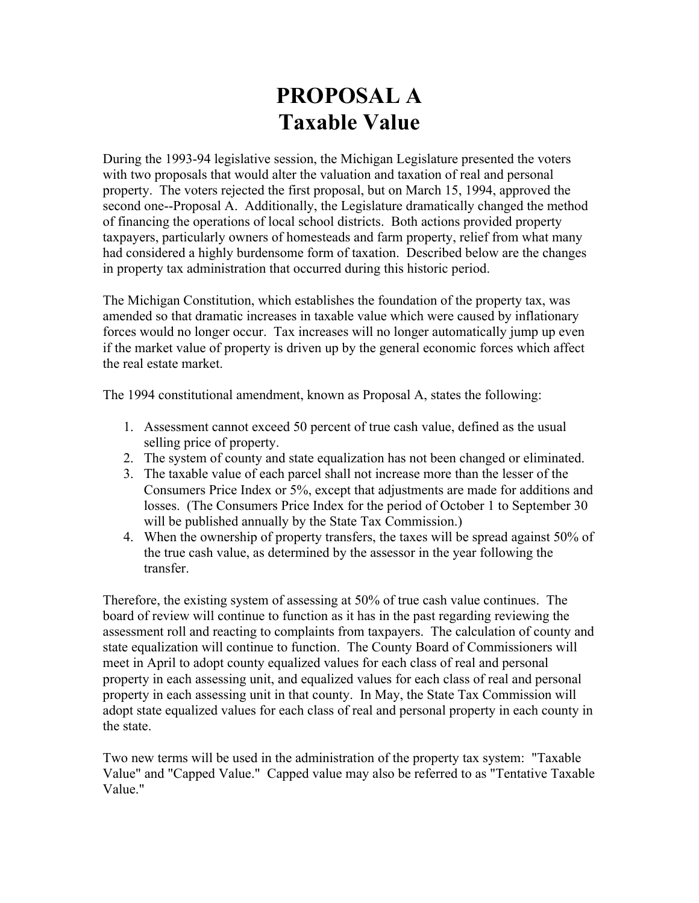# PROPOSAL A
# Taxable Value

During the 1993-94 legislative session, the Michigan Legislature presented the voters with two proposals that would alter the valuation and taxation of real and personal property. The voters rejected the first proposal, but on March 15, 1994, approved the second one--Proposal A. Additionally, the Legislature dramatically changed the method of financing the operations of local school districts. Both actions provided property taxpayers, particularly owners of homesteads and farm property, relief from what many had considered a highly burdensome form of taxation. Described below are the changes in property tax administration that occurred during this historic period.

The Michigan Constitution, which establishes the foundation of the property tax, was amended so that dramatic increases in taxable value which were caused by inflationary forces would no longer occur. Tax increases will no longer automatically jump up even if the market value of property is driven up by the general economic forces which affect the real estate market.

The 1994 constitutional amendment, known as Proposal A, states the following:

1. Assessment cannot exceed 50 percent of true cash value, defined as the usual selling price of property.
2. The system of county and state equalization has not been changed or eliminated.
3. The taxable value of each parcel shall not increase more than the lesser of the Consumers Price Index or 5%, except that adjustments are made for additions and losses. (The Consumers Price Index for the period of October 1 to September 30 will be published annually by the State Tax Commission.)
4. When the ownership of property transfers, the taxes will be spread against 50% of the true cash value, as determined by the assessor in the year following the transfer.

Therefore, the existing system of assessing at 50% of true cash value continues. The board of review will continue to function as it has in the past regarding reviewing the assessment roll and reacting to complaints from taxpayers. The calculation of county and state equalization will continue to function. The County Board of Commissioners will meet in April to adopt county equalized values for each class of real and personal property in each assessing unit, and equalized values for each class of real and personal property in each assessing unit in that county. In May, the State Tax Commission will adopt state equalized values for each class of real and personal property in each county in the state.

Two new terms will be used in the administration of the property tax system: "Taxable Value" and "Capped Value." Capped value may also be referred to as "Tentative Taxable Value."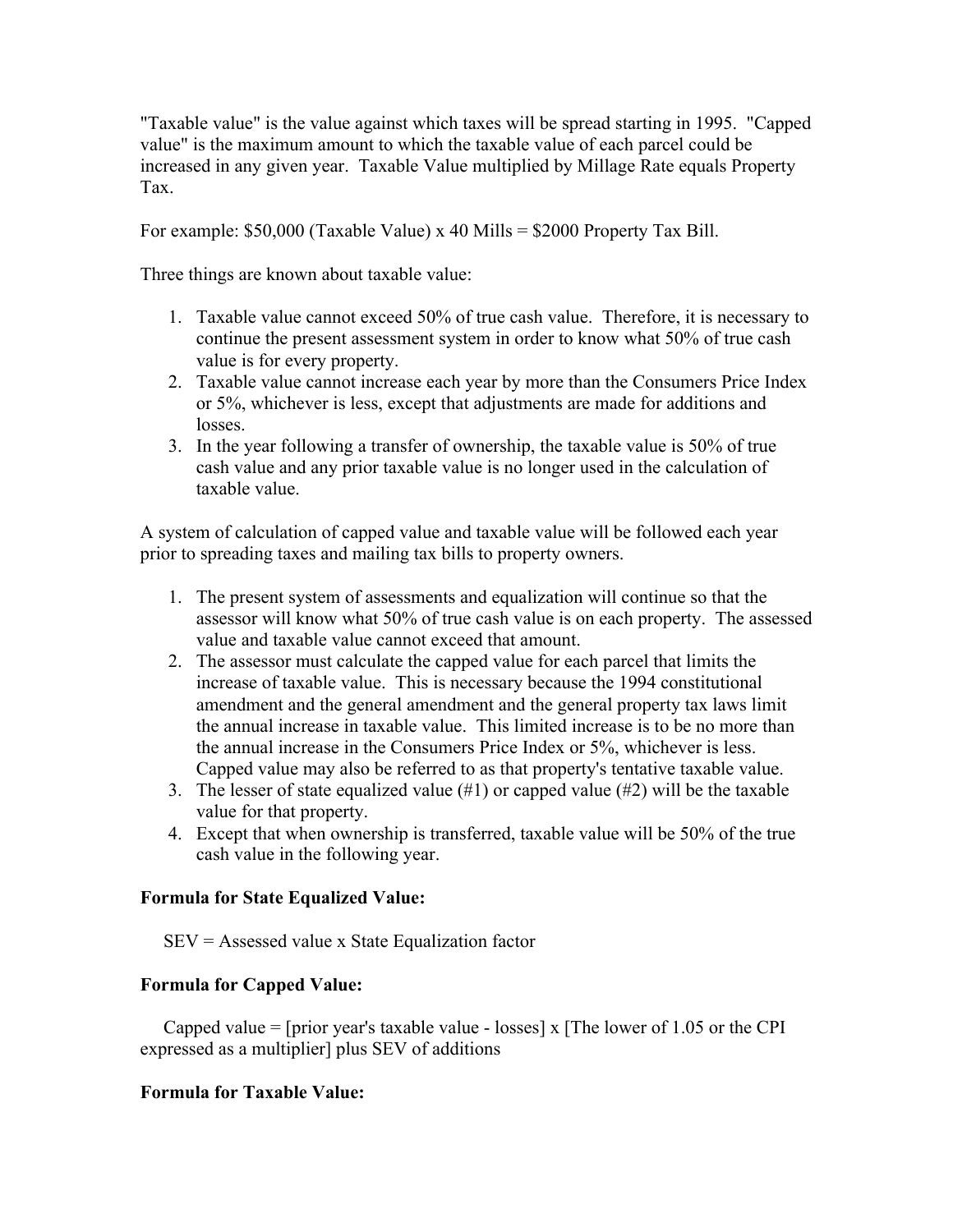"Taxable value" is the value against which taxes will be spread starting in 1995. "Capped value" is the maximum amount to which the taxable value of each parcel could be increased in any given year. Taxable Value multiplied by Millage Rate equals Property Tax.

For example: $50,000 (Taxable Value) x 40 Mills = $2000 Property Tax Bill.

Three things are known about taxable value:

1. Taxable value cannot exceed 50% of true cash value. Therefore, it is necessary to continue the present assessment system in order to know what 50% of true cash value is for every property.
2. Taxable value cannot increase each year by more than the Consumers Price Index or 5%, whichever is less, except that adjustments are made for additions and losses.
3. In the year following a transfer of ownership, the taxable value is 50% of true cash value and any prior taxable value is no longer used in the calculation of taxable value.

A system of calculation of capped value and taxable value will be followed each year prior to spreading taxes and mailing tax bills to property owners.

1. The present system of assessments and equalization will continue so that the assessor will know what 50% of true cash value is on each property. The assessed value and taxable value cannot exceed that amount.
2. The assessor must calculate the capped value for each parcel that limits the increase of taxable value. This is necessary because the 1994 constitutional amendment and the general amendment and the general property tax laws limit the annual increase in taxable value. This limited increase is to be no more than the annual increase in the Consumers Price Index or 5%, whichever is less. Capped value may also be referred to as that property's tentative taxable value.
3. The lesser of state equalized value (#1) or capped value (#2) will be the taxable value for that property.
4. Except that when ownership is transferred, taxable value will be 50% of the true cash value in the following year.

**Formula for State Equalized Value:**

SEV = Assessed value x State Equalization factor

**Formula for Capped Value:**

Capped value = [prior year's taxable value - losses] x [The lower of 1.05 or the CPI expressed as a multiplier] plus SEV of additions

**Formula for Taxable Value:**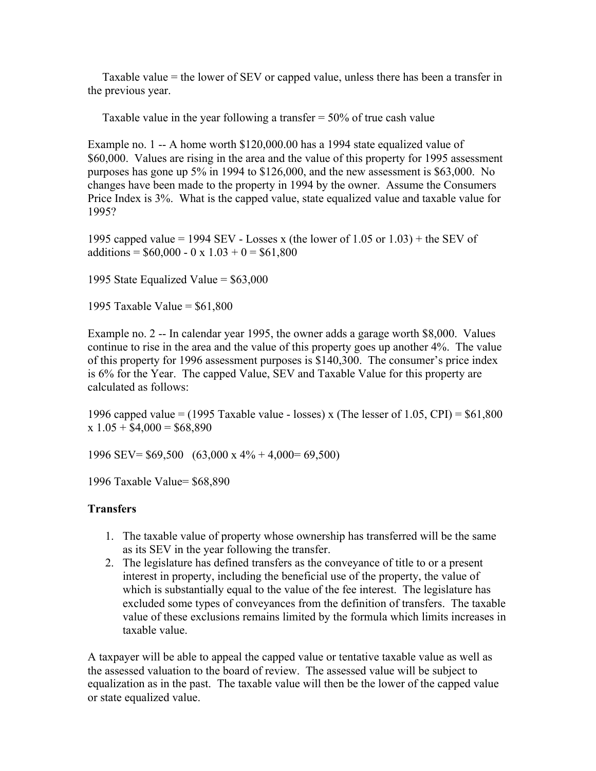Taxable value = the lower of SEV or capped value, unless there has been a transfer in the previous year.

Taxable value in the year following a transfer = 50% of true cash value

Example no. 1 -- A home worth $120,000.00 has a 1994 state equalized value of $60,000. Values are rising in the area and the value of this property for 1995 assessment purposes has gone up 5% in 1994 to $126,000, and the new assessment is $63,000. No changes have been made to the property in 1994 by the owner. Assume the Consumers Price Index is 3%. What is the capped value, state equalized value and taxable value for 1995?

1995 capped value = 1994 SEV - Losses x (the lower of 1.05 or 1.03) + the SEV of additions = $60,000 - 0 x 1.03 + 0 = $61,800

1995 State Equalized Value = $63,000

1995 Taxable Value = $61,800

Example no. 2 -- In calendar year 1995, the owner adds a garage worth $8,000. Values continue to rise in the area and the value of this property goes up another 4%. The value of this property for 1996 assessment purposes is $140,300. The consumer's price index is 6% for the Year. The capped Value, SEV and Taxable Value for this property are calculated as follows:

1996 capped value = (1995 Taxable value - losses) x (The lesser of 1.05, CPI) = $61,800 x 1.05 + $4,000 = $68,890

1996 SEV= $69,500 (63,000 x 4% + 4,000= 69,500)

1996 Taxable Value= $68,890

**Transfers**

1. The taxable value of property whose ownership has transferred will be the same as its SEV in the year following the transfer.
2. The legislature has defined transfers as the conveyance of title to or a present interest in property, including the beneficial use of the property, the value of which is substantially equal to the value of the fee interest. The legislature has excluded some types of conveyances from the definition of transfers. The taxable value of these exclusions remains limited by the formula which limits increases in taxable value.

A taxpayer will be able to appeal the capped value or tentative taxable value as well as the assessed valuation to the board of review. The assessed value will be subject to equalization as in the past. The taxable value will then be the lower of the capped value or state equalized value.